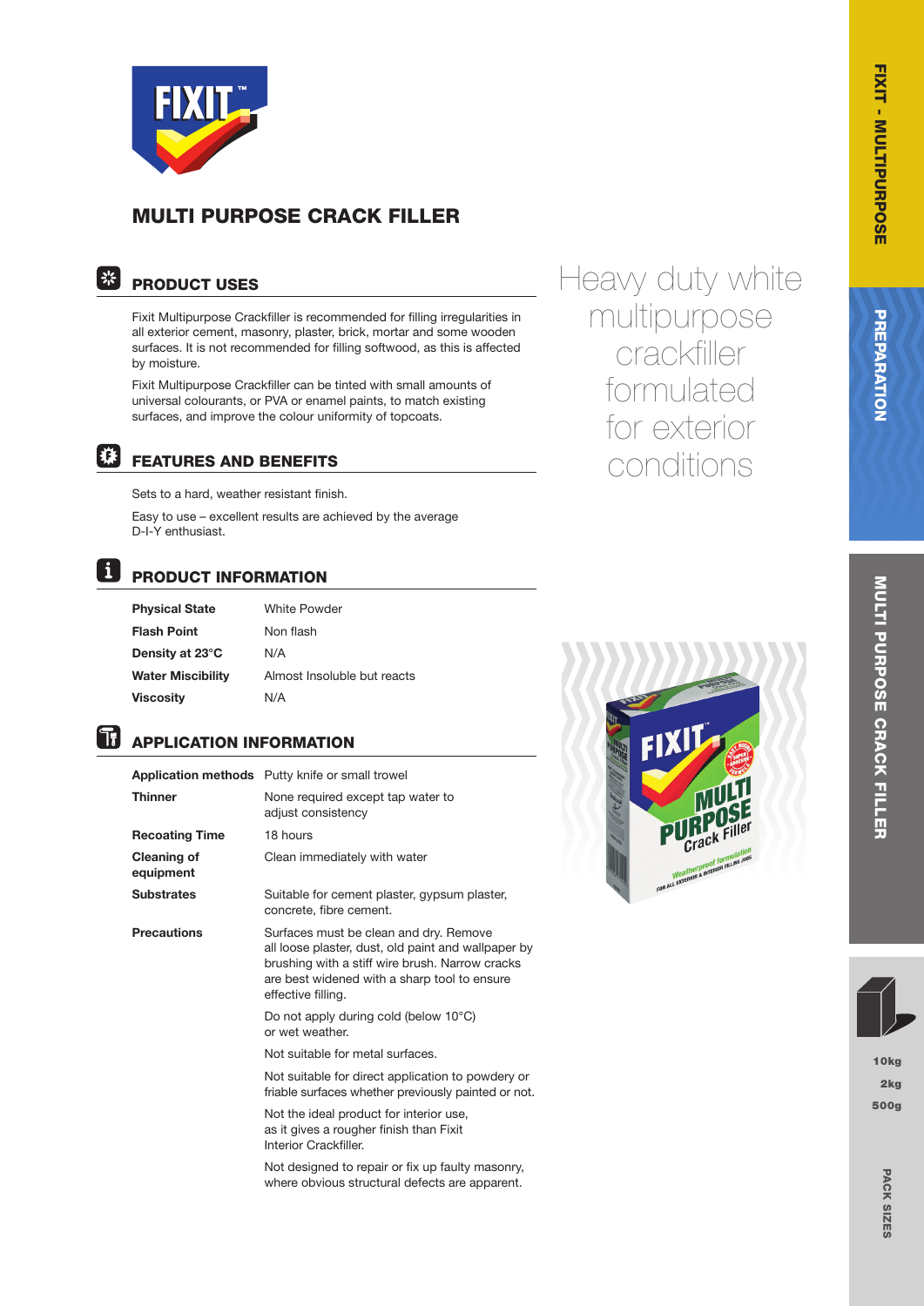# MULTI PURPOSE CRACK FILLER

Heavy duty white multipurpose crackfiller formulated for exterior conditions

## PRODUCT USES

Fixit Multipurpose Crackfiller is recommended for filling irregularities in all exterior cement, masonry, plaster, brick, mortar and some wooden surfaces. It is not recommended for filling softwood, as this is affected by moisture.

Fixit Multipurpose Crackfiller can be tinted with small amounts of universal colourants, or PVA or enamel paints, to match existing surfaces, and improve the colour uniformity of topcoats.

## FEATURES AND BENEFITS

Sets to a hard, weather resistant finish.

Easy to use – excellent results are achieved by the average D-I-Y enthusiast.

## PRODUCT INFORMATION

| | |
|---|---|
| **Physical State** | White Powder |
| **Flash Point** | Non flash |
| **Density at 23°C** | N/A |
| **Water Miscibility** | Almost Insoluble but reacts |
| **Viscosity** | N/A |

## APPLICATION INFORMATION

| | |
|---|---|
| **Application methods** | Putty knife or small trowel |
| **Thinner** | None required except tap water to adjust consistency |
| **Recoating Time** | 18 hours |
| **Cleaning of equipment** | Clean immediately with water |
| **Substrates** | Suitable for cement plaster, gypsum plaster, concrete, fibre cement. |
| **Precautions** | Surfaces must be clean and dry. Remove all loose plaster, dust, old paint and wallpaper by brushing with a stiff wire brush. Narrow cracks are best widened with a sharp tool to ensure effective filling. |
| | Do not apply during cold (below 10°C) or wet weather. |
| | Not suitable for metal surfaces. |
| | Not suitable for direct application to powdery or friable surfaces whether previously painted or not. |
| | Not the ideal product for interior use, as it gives a rougher finish than Fixit Interior Crackfiller. |
| | Not designed to repair or fix up faulty masonry, where obvious structural defects are apparent. |

FIXIT - MULTIPURPOSE

PREPARATION

MULTI PURPOSE CRACK FILLER

**PACK SIZES**

10kg
2kg
500g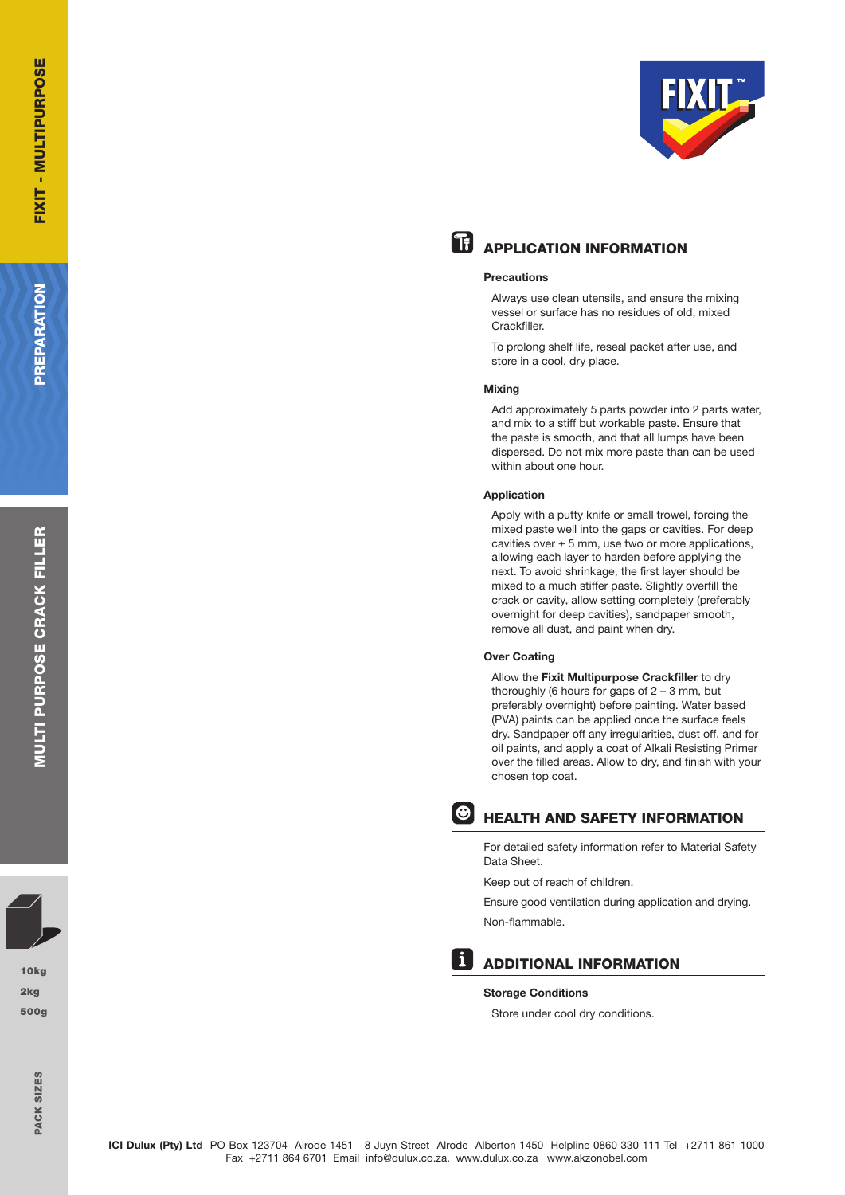FIXIT - MULTIPURPOSE

PREPARATION

MULTI PURPOSE CRACK FILLER

## APPLICATION INFORMATION

### Precautions

Always use clean utensils, and ensure the mixing vessel or surface has no residues of old, mixed Crackfiller.

To prolong shelf life, reseal packet after use, and store in a cool, dry place.

### Mixing

Add approximately 5 parts powder into 2 parts water, and mix to a stiff but workable paste. Ensure that the paste is smooth, and that all lumps have been dispersed. Do not mix more paste than can be used within about one hour.

### Application

Apply with a putty knife or small trowel, forcing the mixed paste well into the gaps or cavities. For deep cavities over ± 5 mm, use two or more applications, allowing each layer to harden before applying the next. To avoid shrinkage, the first layer should be mixed to a much stiffer paste. Slightly overfill the crack or cavity, allow setting completely (preferably overnight for deep cavities), sandpaper smooth, remove all dust, and paint when dry.

### Over Coating

Allow the **Fixit Multipurpose Crackfiller** to dry thoroughly (6 hours for gaps of 2 – 3 mm, but preferably overnight) before painting. Water based (PVA) paints can be applied once the surface feels dry. Sandpaper off any irregularities, dust off, and for oil paints, and apply a coat of Alkali Resisting Primer over the filled areas. Allow to dry, and finish with your chosen top coat.

## HEALTH AND SAFETY INFORMATION

For detailed safety information refer to Material Safety Data Sheet.

Keep out of reach of children.

Ensure good ventilation during application and drying.

Non-flammable.

## ADDITIONAL INFORMATION

### Storage Conditions

Store under cool dry conditions.

PACK SIZES

10kg
2kg
500g

**ICI Dulux (Pty) Ltd** PO Box 123704 Alrode 1451 8 Juyn Street Alrode Alberton 1450 Helpline 0860 330 111 Tel +2711 861 1000 Fax +2711 864 6701 Email info@dulux.co.za. www.dulux.co.za www.akzonobel.com